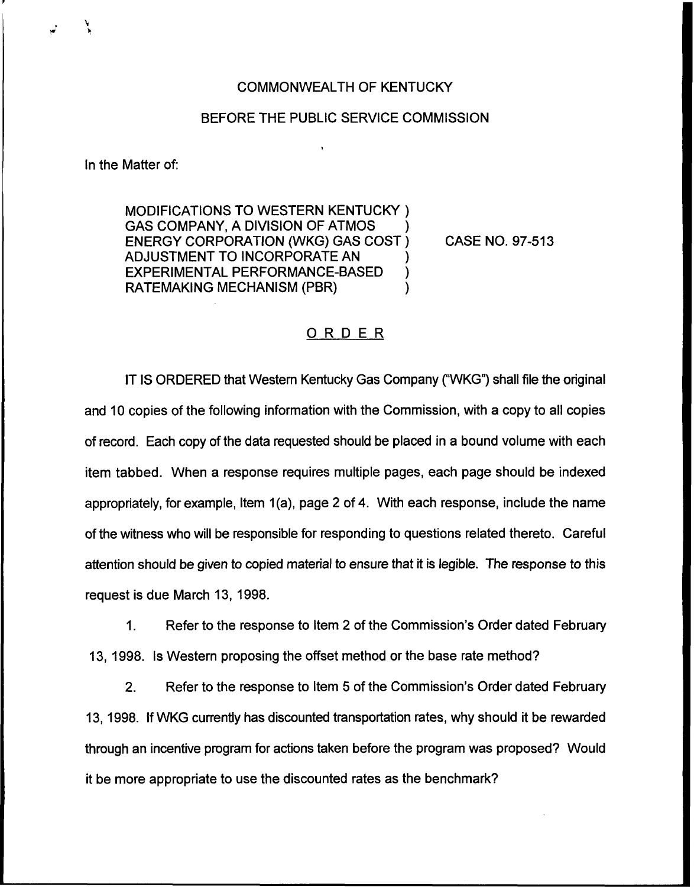COMMONWEALTH OF KENTUCKY

BEFORE THE PUBLIC SERVICE COMMISSION

In the Matter of:

MODIFICATIONS TO WESTERN KENTUCKY GAS COMPANY, A DIVISION OF ATMOS ENERGY CORPORATION (WKG) GAS COST ADJUSTMENT TO INCORPORATE AN EXPERIMENTAL PERFORMANCE-BASED RATEMAKING MECHANISM (PBR)

CASE NO. 97-513

# ORDER

IT IS ORDERED that Western Kentucky Gas Company ("WKG") shall file the original and 10 copies of the following information with the Commission, with a copy to all copies of record. Each copy of the data requested should be placed in a bound volume with each item tabbed. When a response requires multiple pages, each page should be indexed appropriately, for example, Item 1(a), page 2 of 4. With each response, include the name of the witness who will be responsible for responding to questions related thereto. Careful attention should be given to copied material to ensure that it is legible. The response to this request is due March 13, 1998.

1. Refer to the response to Item 2 of the Commission's Order dated February 13, 1998. Is Western proposing the offset method or the base rate method?

2. Refer to the response to Item 5 of the Commission's Order dated February 13, 1998. If WKG currently has discounted transportation rates, why should it be rewarded through an incentive program for actions taken before the program was proposed? Would it be more appropriate to use the discounted rates as the benchmark?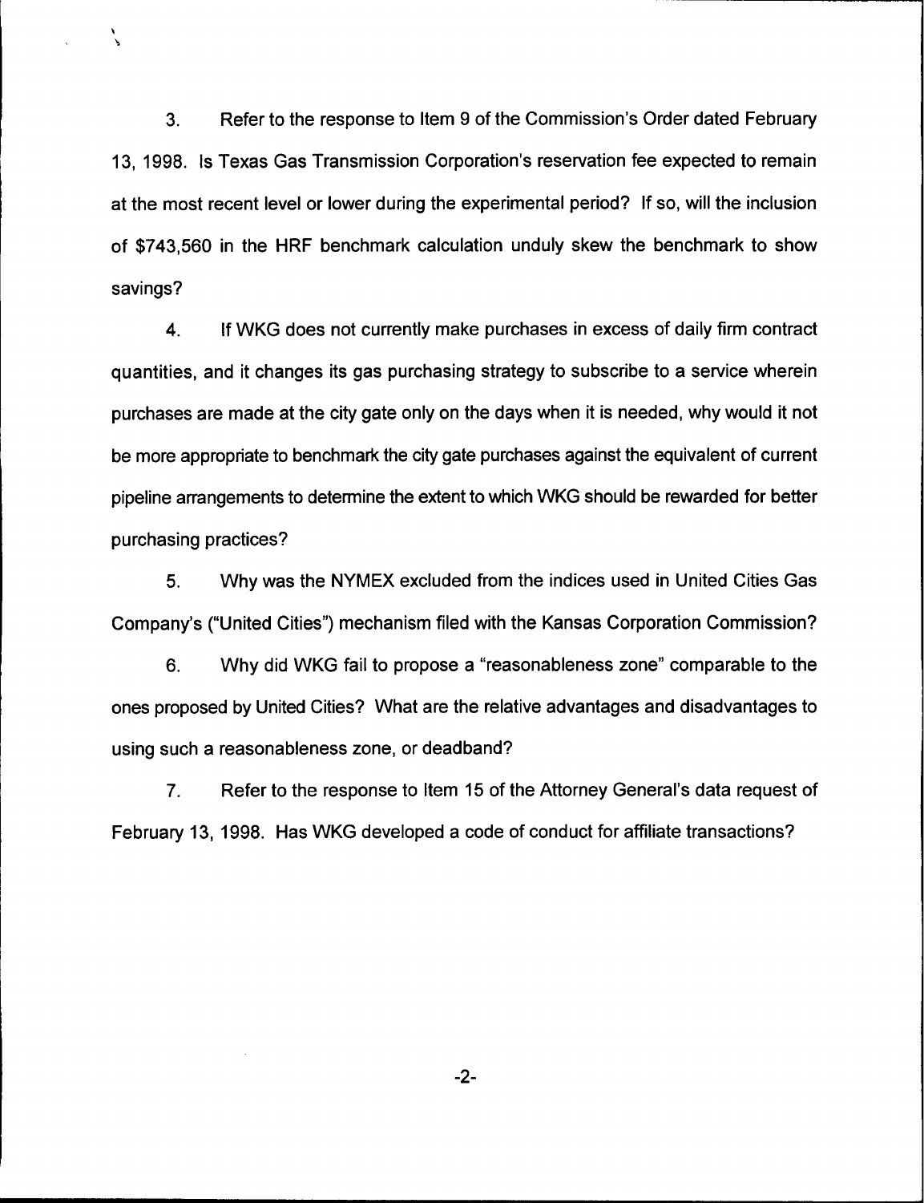3. Refer to the response to Item 9 of the Commission's Order dated February 13, 1998. Is Texas Gas Transmission Corporation's reservation fee expected to remain at the most recent level or lower during the experimental period? If so, will the inclusion of $743,560 in the HRF benchmark calculation unduly skew the benchmark to show savings?

4. If WKG does not currently make purchases in excess of daily firm contract quantities, and it changes its gas purchasing strategy to subscribe to a service wherein purchases are made at the city gate only on the days when it is needed, why would it not be more appropriate to benchmark the city gate purchases against the equivalent of current pipeline arrangements to determine the extent to which WKG should be rewarded for better purchasing practices?

5. Why was the NYMEX excluded from the indices used in United Cities Gas Company's ("United Cities") mechanism filed with the Kansas Corporation Commission?

6. Why did WKG fail to propose a "reasonableness zone" comparable to the ones proposed by United Cities? What are the relative advantages and disadvantages to using such a reasonableness zone, or deadband?

7. Refer to the response to Item 15 of the Attorney General's data request of February 13, 1998. Has WKG developed a code of conduct for affiliate transactions?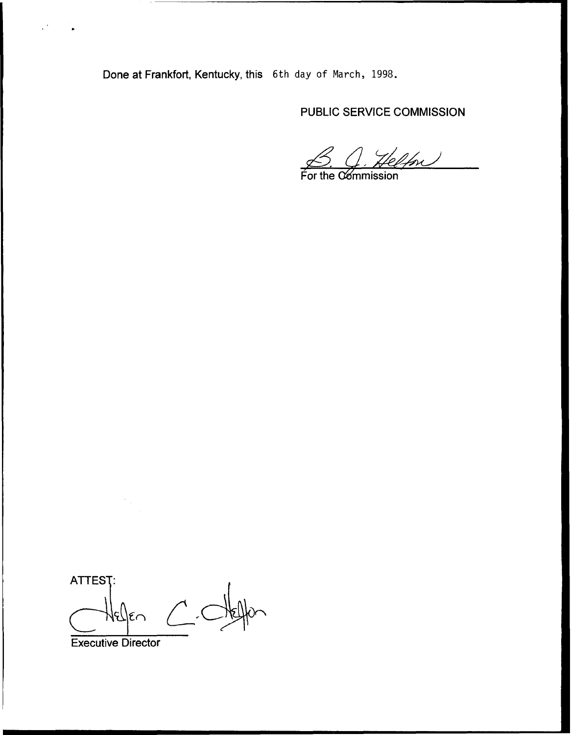Done at Frankfort, Kentucky, this 6th day of March, 1998.

PUBLIC SERVICE COMMISSION

For the Commission

ATTEST:

Executive Director